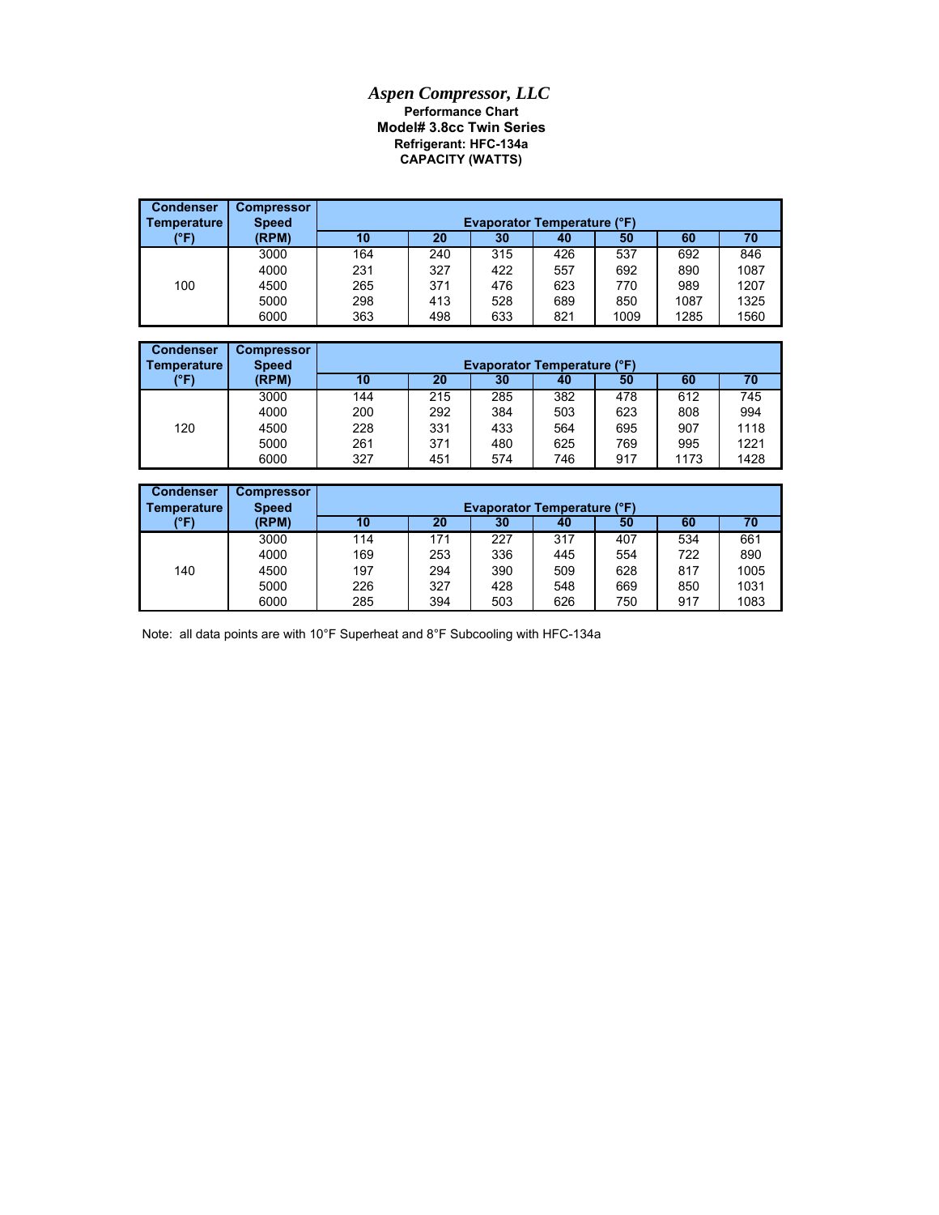# *Aspen Compressor, LLC*

**Performance Chart**
**Model# 3.8cc Twin Series**
**Refrigerant: HFC-134a**
**CAPACITY (WATTS)**

| Condenser Temperature (°F) | Compressor Speed (RPM) | Evaporator Temperature (°F) | | | | | | |
|---|---|---|---|---|---|---|---|---|
| | | 10 | 20 | 30 | 40 | 50 | 60 | 70 |
| 100 | 3000 | 164 | 240 | 315 | 426 | 537 | 692 | 846 |
| | 4000 | 231 | 327 | 422 | 557 | 692 | 890 | 1087 |
| | 4500 | 265 | 371 | 476 | 623 | 770 | 989 | 1207 |
| | 5000 | 298 | 413 | 528 | 689 | 850 | 1087 | 1325 |
| | 6000 | 363 | 498 | 633 | 821 | 1009 | 1285 | 1560 |

| Condenser Temperature (°F) | Compressor Speed (RPM) | Evaporator Temperature (°F) | | | | | | |
|---|---|---|---|---|---|---|---|---|
| | | 10 | 20 | 30 | 40 | 50 | 60 | 70 |
| 120 | 3000 | 144 | 215 | 285 | 382 | 478 | 612 | 745 |
| | 4000 | 200 | 292 | 384 | 503 | 623 | 808 | 994 |
| | 4500 | 228 | 331 | 433 | 564 | 695 | 907 | 1118 |
| | 5000 | 261 | 371 | 480 | 625 | 769 | 995 | 1221 |
| | 6000 | 327 | 451 | 574 | 746 | 917 | 1173 | 1428 |

| Condenser Temperature (°F) | Compressor Speed (RPM) | Evaporator Temperature (°F) | | | | | | |
|---|---|---|---|---|---|---|---|---|
| | | 10 | 20 | 30 | 40 | 50 | 60 | 70 |
| 140 | 3000 | 114 | 171 | 227 | 317 | 407 | 534 | 661 |
| | 4000 | 169 | 253 | 336 | 445 | 554 | 722 | 890 |
| | 4500 | 197 | 294 | 390 | 509 | 628 | 817 | 1005 |
| | 5000 | 226 | 327 | 428 | 548 | 669 | 850 | 1031 |
| | 6000 | 285 | 394 | 503 | 626 | 750 | 917 | 1083 |

Note: all data points are with 10°F Superheat and 8°F Subcooling with HFC-134a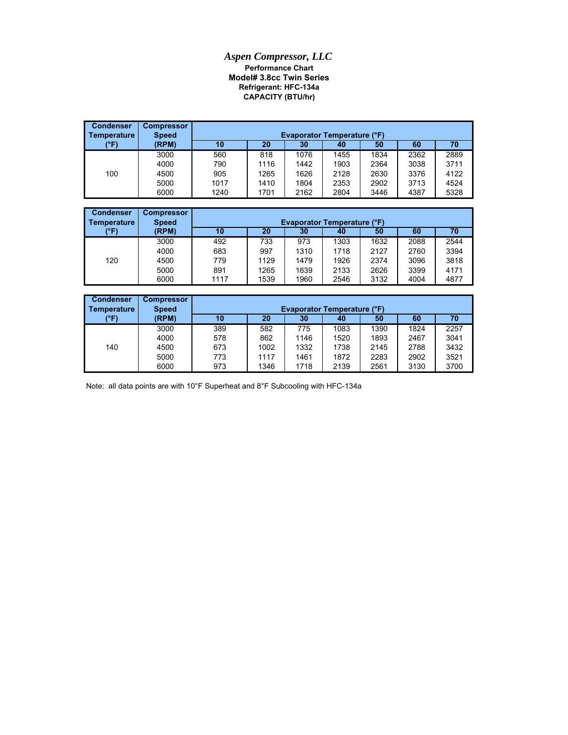# *Aspen Compressor, LLC*

**Performance Chart**
**Model# 3.8cc Twin Series**
**Refrigerant: HFC-134a**
**CAPACITY (BTU/hr)**

| Condenser Temperature (°F) | Compressor Speed (RPM) | Evaporator Temperature (°F) | | | | | | |
|---|---|---|---|---|---|---|---|---|
| | | 10 | 20 | 30 | 40 | 50 | 60 | 70 |
| 100 | 3000 | 560 | 818 | 1076 | 1455 | 1834 | 2362 | 2889 |
| | 4000 | 790 | 1116 | 1442 | 1903 | 2364 | 3038 | 3711 |
| | 4500 | 905 | 1265 | 1626 | 2128 | 2630 | 3376 | 4122 |
| | 5000 | 1017 | 1410 | 1804 | 2353 | 2902 | 3713 | 4524 |
| | 6000 | 1240 | 1701 | 2162 | 2804 | 3446 | 4387 | 5328 |

| Condenser Temperature (°F) | Compressor Speed (RPM) | Evaporator Temperature (°F) | | | | | | |
|---|---|---|---|---|---|---|---|---|
| | | 10 | 20 | 30 | 40 | 50 | 60 | 70 |
| 120 | 3000 | 492 | 733 | 973 | 1303 | 1632 | 2088 | 2544 |
| | 4000 | 683 | 997 | 1310 | 1718 | 2127 | 2760 | 3394 |
| | 4500 | 779 | 1129 | 1479 | 1926 | 2374 | 3096 | 3818 |
| | 5000 | 891 | 1265 | 1639 | 2133 | 2626 | 3399 | 4171 |
| | 6000 | 1117 | 1539 | 1960 | 2546 | 3132 | 4004 | 4877 |

| Condenser Temperature (°F) | Compressor Speed (RPM) | Evaporator Temperature (°F) | | | | | | |
|---|---|---|---|---|---|---|---|---|
| | | 10 | 20 | 30 | 40 | 50 | 60 | 70 |
| 140 | 3000 | 389 | 582 | 775 | 1083 | 1390 | 1824 | 2257 |
| | 4000 | 578 | 862 | 1146 | 1520 | 1893 | 2467 | 3041 |
| | 4500 | 673 | 1002 | 1332 | 1738 | 2145 | 2788 | 3432 |
| | 5000 | 773 | 1117 | 1461 | 1872 | 2283 | 2902 | 3521 |
| | 6000 | 973 | 1346 | 1718 | 2139 | 2561 | 3130 | 3700 |

Note: all data points are with 10°F Superheat and 8°F Subcooling with HFC-134a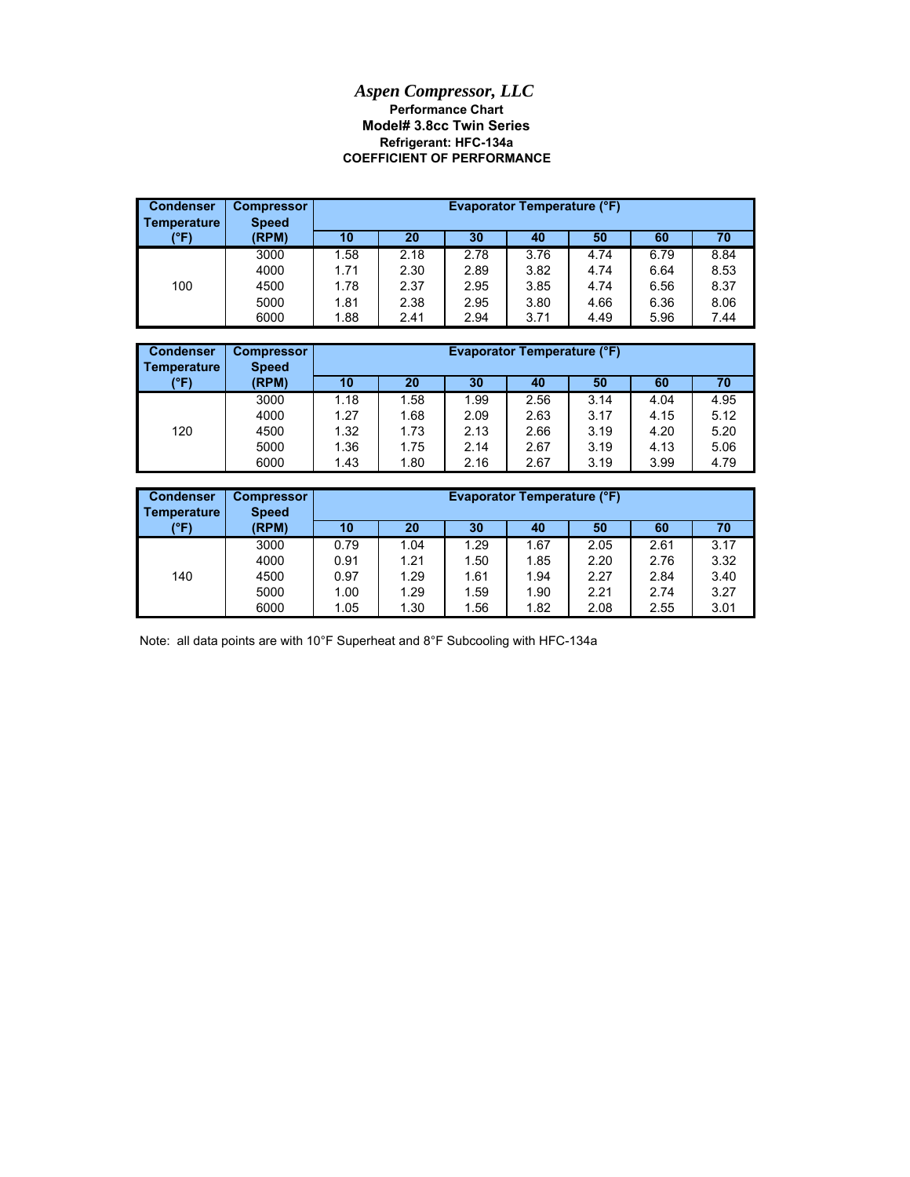# *Aspen Compressor, LLC*

**Performance Chart**

**Model# 3.8cc Twin Series**

**Refrigerant: HFC-134a**

**COEFFICIENT OF PERFORMANCE**

| Condenser Temperature (°F) | Compressor Speed (RPM) | Evaporator Temperature (°F) | | | | | | |
|---|---|---|---|---|---|---|---|---|
| | | 10 | 20 | 30 | 40 | 50 | 60 | 70 |
| 100 | 3000 | 1.58 | 2.18 | 2.78 | 3.76 | 4.74 | 6.79 | 8.84 |
| | 4000 | 1.71 | 2.30 | 2.89 | 3.82 | 4.74 | 6.64 | 8.53 |
| | 4500 | 1.78 | 2.37 | 2.95 | 3.85 | 4.74 | 6.56 | 8.37 |
| | 5000 | 1.81 | 2.38 | 2.95 | 3.80 | 4.66 | 6.36 | 8.06 |
| | 6000 | 1.88 | 2.41 | 2.94 | 3.71 | 4.49 | 5.96 | 7.44 |

| Condenser Temperature (°F) | Compressor Speed (RPM) | Evaporator Temperature (°F) | | | | | | |
|---|---|---|---|---|---|---|---|---|
| | | 10 | 20 | 30 | 40 | 50 | 60 | 70 |
| 120 | 3000 | 1.18 | 1.58 | 1.99 | 2.56 | 3.14 | 4.04 | 4.95 |
| | 4000 | 1.27 | 1.68 | 2.09 | 2.63 | 3.17 | 4.15 | 5.12 |
| | 4500 | 1.32 | 1.73 | 2.13 | 2.66 | 3.19 | 4.20 | 5.20 |
| | 5000 | 1.36 | 1.75 | 2.14 | 2.67 | 3.19 | 4.13 | 5.06 |
| | 6000 | 1.43 | 1.80 | 2.16 | 2.67 | 3.19 | 3.99 | 4.79 |

| Condenser Temperature (°F) | Compressor Speed (RPM) | Evaporator Temperature (°F) | | | | | | |
|---|---|---|---|---|---|---|---|---|
| | | 10 | 20 | 30 | 40 | 50 | 60 | 70 |
| 140 | 3000 | 0.79 | 1.04 | 1.29 | 1.67 | 2.05 | 2.61 | 3.17 |
| | 4000 | 0.91 | 1.21 | 1.50 | 1.85 | 2.20 | 2.76 | 3.32 |
| | 4500 | 0.97 | 1.29 | 1.61 | 1.94 | 2.27 | 2.84 | 3.40 |
| | 5000 | 1.00 | 1.29 | 1.59 | 1.90 | 2.21 | 2.74 | 3.27 |
| | 6000 | 1.05 | 1.30 | 1.56 | 1.82 | 2.08 | 2.55 | 3.01 |

Note: all data points are with 10°F Superheat and 8°F Subcooling with HFC-134a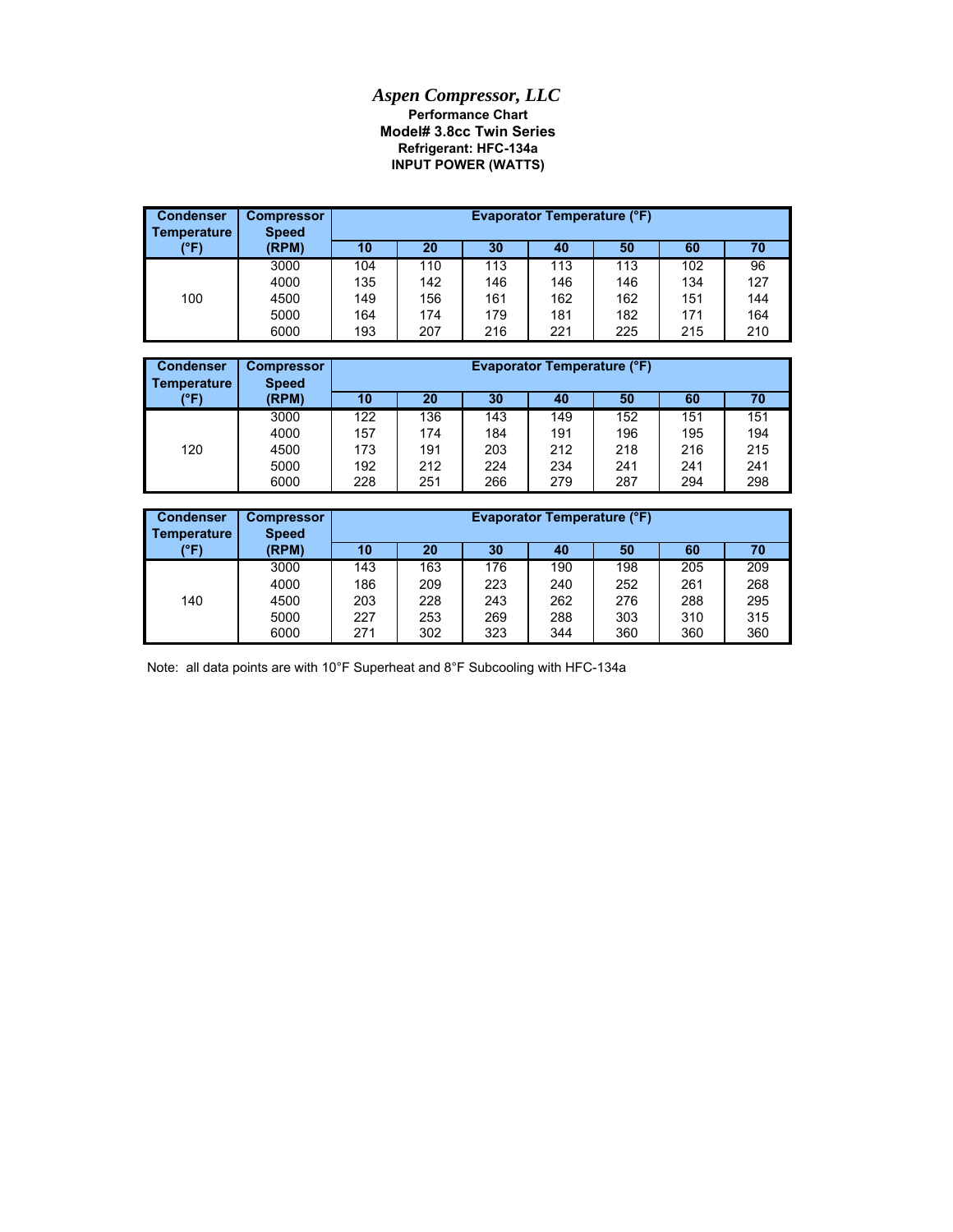# *Aspen Compressor, LLC*

**Performance Chart**

**Model# 3.8cc Twin Series**

**Refrigerant: HFC-134a**

**INPUT POWER (WATTS)**

| Condenser Temperature (°F) | Compressor Speed (RPM) | Evaporator Temperature (°F) | | | | | | |
|---|---|---|---|---|---|---|---|---|
| | | 10 | 20 | 30 | 40 | 50 | 60 | 70 |
| 100 | 3000 | 104 | 110 | 113 | 113 | 113 | 102 | 96 |
| | 4000 | 135 | 142 | 146 | 146 | 146 | 134 | 127 |
| | 4500 | 149 | 156 | 161 | 162 | 162 | 151 | 144 |
| | 5000 | 164 | 174 | 179 | 181 | 182 | 171 | 164 |
| | 6000 | 193 | 207 | 216 | 221 | 225 | 215 | 210 |

| Condenser Temperature (°F) | Compressor Speed (RPM) | Evaporator Temperature (°F) | | | | | | |
|---|---|---|---|---|---|---|---|---|
| | | 10 | 20 | 30 | 40 | 50 | 60 | 70 |
| 120 | 3000 | 122 | 136 | 143 | 149 | 152 | 151 | 151 |
| | 4000 | 157 | 174 | 184 | 191 | 196 | 195 | 194 |
| | 4500 | 173 | 191 | 203 | 212 | 218 | 216 | 215 |
| | 5000 | 192 | 212 | 224 | 234 | 241 | 241 | 241 |
| | 6000 | 228 | 251 | 266 | 279 | 287 | 294 | 298 |

| Condenser Temperature (°F) | Compressor Speed (RPM) | Evaporator Temperature (°F) | | | | | | |
|---|---|---|---|---|---|---|---|---|
| | | 10 | 20 | 30 | 40 | 50 | 60 | 70 |
| 140 | 3000 | 143 | 163 | 176 | 190 | 198 | 205 | 209 |
| | 4000 | 186 | 209 | 223 | 240 | 252 | 261 | 268 |
| | 4500 | 203 | 228 | 243 | 262 | 276 | 288 | 295 |
| | 5000 | 227 | 253 | 269 | 288 | 303 | 310 | 315 |
| | 6000 | 271 | 302 | 323 | 344 | 360 | 360 | 360 |

Note: all data points are with 10°F Superheat and 8°F Subcooling with HFC-134a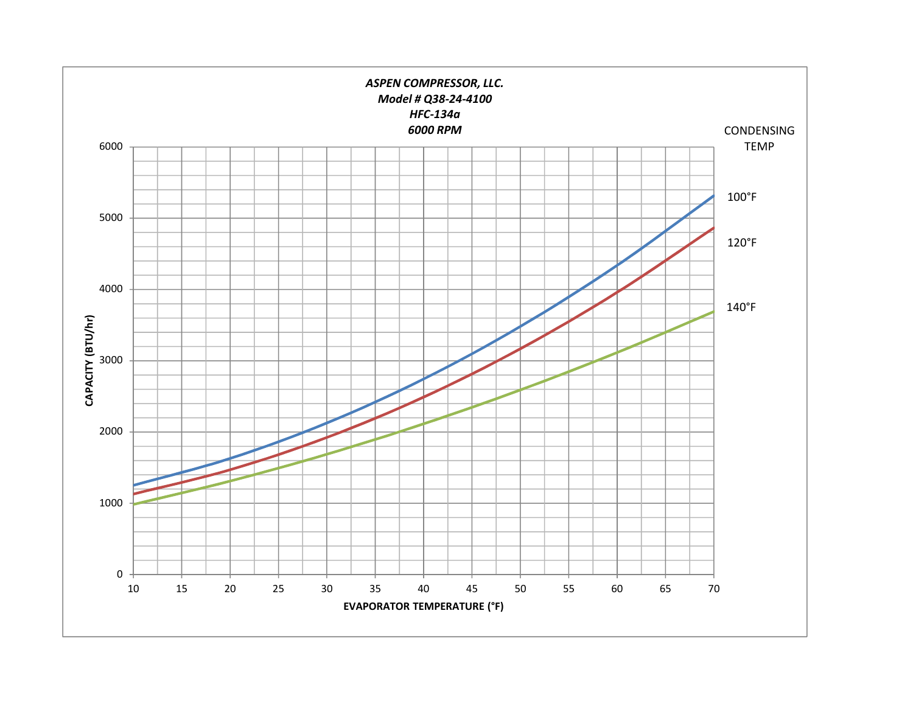***ASPEN COMPRESSOR, LLC.***
***Model # Q38-24-4100***
***HFC-134a***
***6000 RPM***

CONDENSING TEMP

100°F

120°F

140°F

**CAPACITY (BTU/hr)**

6000
5000
4000
3000
2000
1000
0

10 15 20 25 30 35 40 45 50 55 60 65 70

**EVAPORATOR TEMPERATURE (°F)**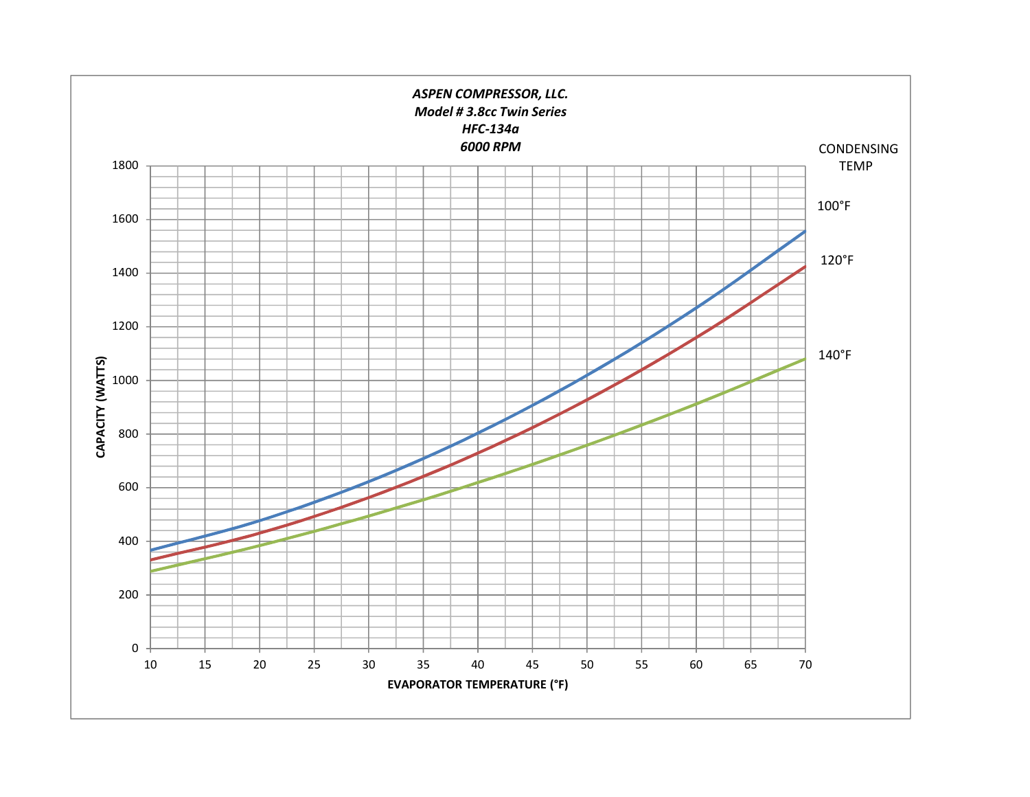***ASPEN COMPRESSOR, LLC.***
***Model # 3.8cc Twin Series***
***HFC-134a***
***6000 RPM***

CONDENSING TEMP

100°F

120°F

140°F

**CAPACITY (WATTS)**

1800, 1600, 1400, 1200, 1000, 800, 600, 400, 200, 0

10, 15, 20, 25, 30, 35, 40, 45, 50, 55, 60, 65, 70

**EVAPORATOR TEMPERATURE (°F)**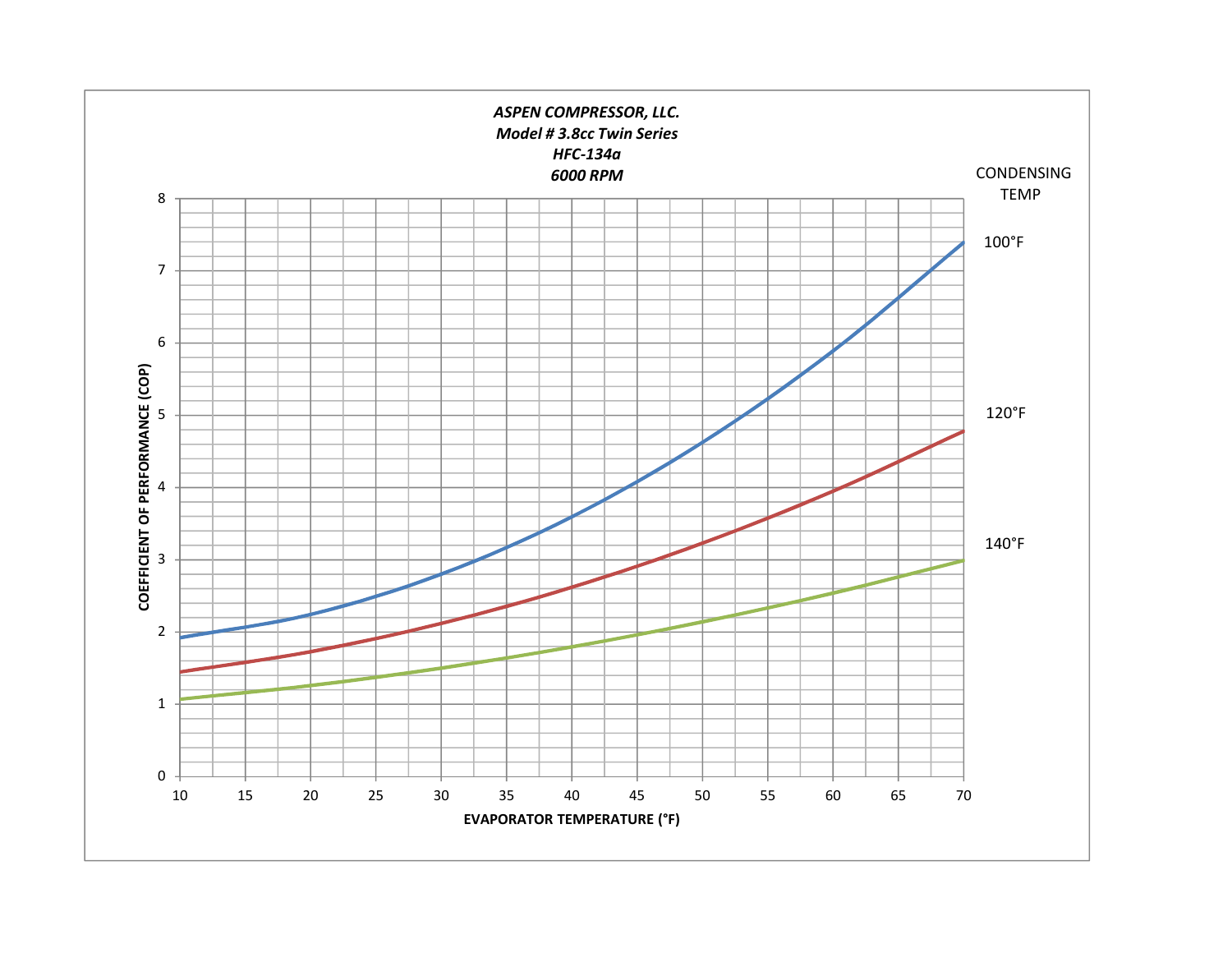*ASPEN COMPRESSOR, LLC.*
*Model # 3.8cc Twin Series*
*HFC-134a*
*6000 RPM*

CONDENSING TEMP

100°F

120°F

140°F

COEFFICIENT OF PERFORMANCE (COP)

0
1
2
3
4
5
6
7
8

10 15 20 25 30 35 40 45 50 55 60 65 70

EVAPORATOR TEMPERATURE (°F)